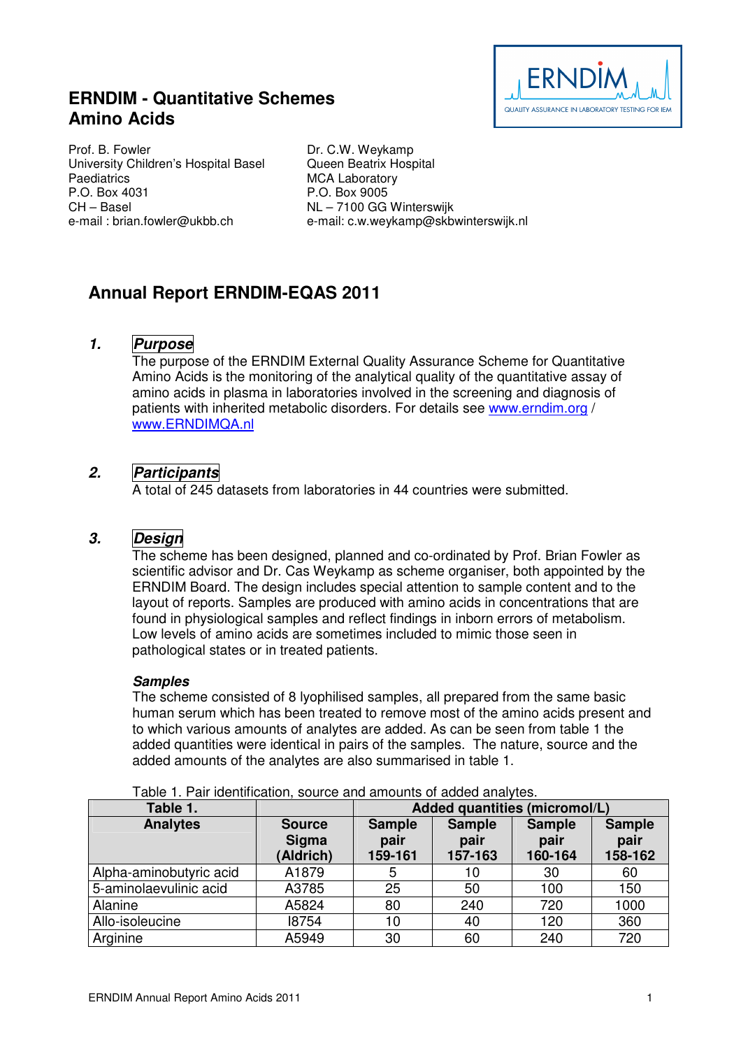## ERNDIM - Quantitative Schemes
## Amino Acids

Prof. B. Fowler
University Children's Hospital Basel
Paediatrics
P.O. Box 4031
CH – Basel
e-mail : brian.fowler@ukbb.ch

Dr. C.W. Weykamp
Queen Beatrix Hospital
MCA Laboratory
P.O. Box 9005
NL – 7100 GG Winterswijk
e-mail: c.w.weykamp@skbwinterswijk.nl

# Annual Report ERNDIM-EQAS 2011

### 1. *Purpose*

The purpose of the ERNDIM External Quality Assurance Scheme for Quantitative Amino Acids is the monitoring of the analytical quality of the quantitative assay of amino acids in plasma in laboratories involved in the screening and diagnosis of patients with inherited metabolic disorders. For details see www.erndim.org / www.ERNDIMQA.nl

### 2. *Participants*

A total of 245 datasets from laboratories in 44 countries were submitted.

### 3. *Design*

The scheme has been designed, planned and co-ordinated by Prof. Brian Fowler as scientific advisor and Dr. Cas Weykamp as scheme organiser, both appointed by the ERNDIM Board. The design includes special attention to sample content and to the layout of reports. Samples are produced with amino acids in concentrations that are found in physiological samples and reflect findings in inborn errors of metabolism. Low levels of amino acids are sometimes included to mimic those seen in pathological states or in treated patients.

#### *Samples*

The scheme consisted of 8 lyophilised samples, all prepared from the same basic human serum which has been treated to remove most of the amino acids present and to which various amounts of analytes are added. As can be seen from table 1 the added quantities were identical in pairs of the samples. The nature, source and the added amounts of the analytes are also summarised in table 1.

Table 1. Pair identification, source and amounts of added analytes.

| Table 1. | | Added quantities (micromol/L) | | | |
|---|---|---|---|---|---|
| **Analytes** | **Source Sigma (Aldrich)** | **Sample pair 159-161** | **Sample pair 157-163** | **Sample pair 160-164** | **Sample pair 158-162** |
| Alpha-aminobutyric acid | A1879 | 5 | 10 | 30 | 60 |
| 5-aminolaevulinic acid | A3785 | 25 | 50 | 100 | 150 |
| Alanine | A5824 | 80 | 240 | 720 | 1000 |
| Allo-isoleucine | I8754 | 10 | 40 | 120 | 360 |
| Arginine | A5949 | 30 | 60 | 240 | 720 |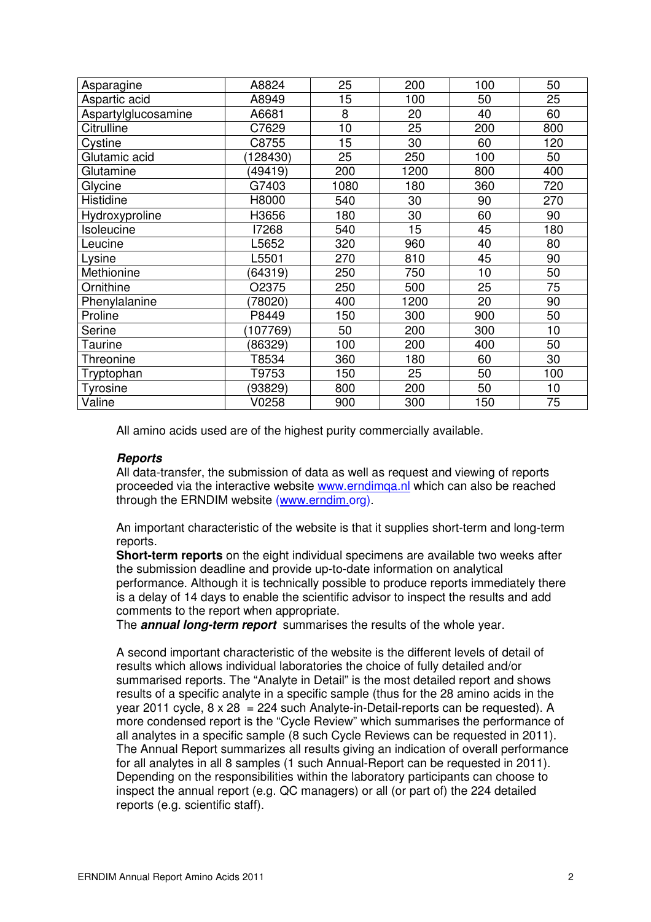| Asparagine | A8824 | 25 | 200 | 100 | 50 |
|---|---|---|---|---|---|
| Aspartic acid | A8949 | 15 | 100 | 50 | 25 |
| Aspartylglucosamine | A6681 | 8 | 20 | 40 | 60 |
| Citrulline | C7629 | 10 | 25 | 200 | 800 |
| Cystine | C8755 | 15 | 30 | 60 | 120 |
| Glutamic acid | (128430) | 25 | 250 | 100 | 50 |
| Glutamine | (49419) | 200 | 1200 | 800 | 400 |
| Glycine | G7403 | 1080 | 180 | 360 | 720 |
| Histidine | H8000 | 540 | 30 | 90 | 270 |
| Hydroxyproline | H3656 | 180 | 30 | 60 | 90 |
| Isoleucine | I7268 | 540 | 15 | 45 | 180 |
| Leucine | L5652 | 320 | 960 | 40 | 80 |
| Lysine | L5501 | 270 | 810 | 45 | 90 |
| Methionine | (64319) | 250 | 750 | 10 | 50 |
| Ornithine | O2375 | 250 | 500 | 25 | 75 |
| Phenylalanine | (78020) | 400 | 1200 | 20 | 90 |
| Proline | P8449 | 150 | 300 | 900 | 50 |
| Serine | (107769) | 50 | 200 | 300 | 10 |
| Taurine | (86329) | 100 | 200 | 400 | 50 |
| Threonine | T8534 | 360 | 180 | 60 | 30 |
| Tryptophan | T9753 | 150 | 25 | 50 | 100 |
| Tyrosine | (93829) | 800 | 200 | 50 | 10 |
| Valine | V0258 | 900 | 300 | 150 | 75 |

All amino acids used are of the highest purity commercially available.

***Reports***

All data-transfer, the submission of data as well as request and viewing of reports proceeded via the interactive website www.erndimqa.nl which can also be reached through the ERNDIM website (www.erndim.org).

An important characteristic of the website is that it supplies short-term and long-term reports.

**Short-term reports** on the eight individual specimens are available two weeks after the submission deadline and provide up-to-date information on analytical performance. Although it is technically possible to produce reports immediately there is a delay of 14 days to enable the scientific advisor to inspect the results and add comments to the report when appropriate.

The ***annual long-term report*** summarises the results of the whole year.

A second important characteristic of the website is the different levels of detail of results which allows individual laboratories the choice of fully detailed and/or summarised reports. The "Analyte in Detail" is the most detailed report and shows results of a specific analyte in a specific sample (thus for the 28 amino acids in the year 2011 cycle, 8 x 28 = 224 such Analyte-in-Detail-reports can be requested). A more condensed report is the "Cycle Review" which summarises the performance of all analytes in a specific sample (8 such Cycle Reviews can be requested in 2011). The Annual Report summarizes all results giving an indication of overall performance for all analytes in all 8 samples (1 such Annual-Report can be requested in 2011). Depending on the responsibilities within the laboratory participants can choose to inspect the annual report (e.g. QC managers) or all (or part of) the 224 detailed reports (e.g. scientific staff).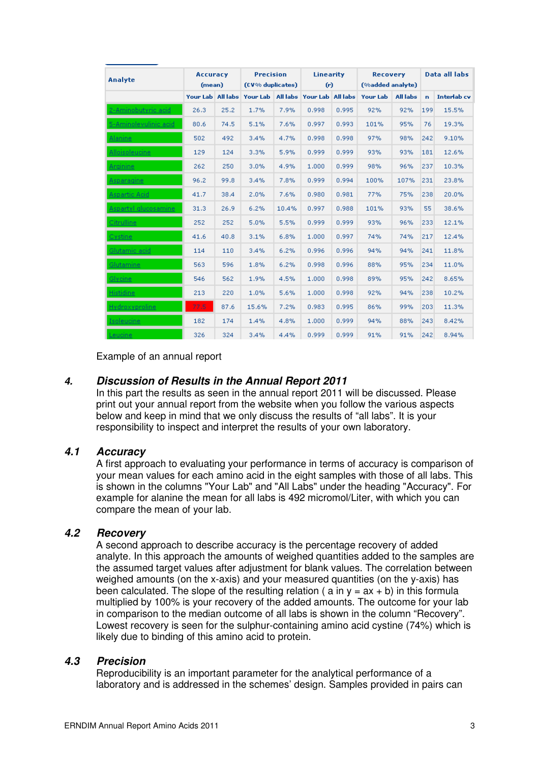| Analyte | Accuracy (mean) | | Precision (CV% duplicates) | | Linearity (r) | | Recovery (%added analyte) | | Data all labs | |
|---|---|---|---|---|---|---|---|---|---|---|
| | Your Lab | All labs | Your Lab | All labs | Your Lab | All labs | Your Lab | All labs | n | Interlab cv |
| 2-Aminobutyric acid | 26.3 | 25.2 | 1.7% | 7.9% | 0.998 | 0.995 | 92% | 92% | 199 | 15.5% |
| 5-Aminolevulinic acid | 80.6 | 74.5 | 5.1% | 7.6% | 0.997 | 0.993 | 101% | 95% | 76 | 19.3% |
| Alanine | 502 | 492 | 3.4% | 4.7% | 0.998 | 0.998 | 97% | 98% | 242 | 9.10% |
| Alloisoleucine | 129 | 124 | 3.3% | 5.9% | 0.999 | 0.999 | 93% | 93% | 181 | 12.6% |
| Arginine | 262 | 250 | 3.0% | 4.9% | 1.000 | 0.999 | 98% | 96% | 237 | 10.3% |
| Asparagine | 96.2 | 99.8 | 3.4% | 7.8% | 0.999 | 0.994 | 100% | 107% | 231 | 23.8% |
| Aspartic Acid | 41.7 | 38.4 | 2.0% | 7.6% | 0.980 | 0.981 | 77% | 75% | 238 | 20.0% |
| Aspartyl glucosamine | 31.3 | 26.9 | 6.2% | 10.4% | 0.997 | 0.988 | 101% | 93% | 55 | 38.6% |
| Citrulline | 252 | 252 | 5.0% | 5.5% | 0.999 | 0.999 | 93% | 96% | 233 | 12.1% |
| Cystine | 41.6 | 40.8 | 3.1% | 6.8% | 1.000 | 0.997 | 74% | 74% | 217 | 12.4% |
| Glutamic acid | 114 | 110 | 3.4% | 6.2% | 0.996 | 0.996 | 94% | 94% | 241 | 11.8% |
| Glutamine | 563 | 596 | 1.8% | 6.2% | 0.998 | 0.996 | 88% | 95% | 234 | 11.0% |
| Glycine | 546 | 562 | 1.9% | 4.5% | 1.000 | 0.998 | 89% | 95% | 242 | 8.65% |
| Histidine | 213 | 220 | 1.0% | 5.6% | 1.000 | 0.998 | 92% | 94% | 238 | 10.2% |
| Hydroxyproline | 77.5 | 87.6 | 15.6% | 7.2% | 0.983 | 0.995 | 86% | 99% | 203 | 11.3% |
| Isoleucine | 182 | 174 | 1.4% | 4.8% | 1.000 | 0.999 | 94% | 88% | 243 | 8.42% |
| Leucine | 326 | 324 | 3.4% | 4.4% | 0.999 | 0.999 | 91% | 91% | 242 | 8.94% |

Example of an annual report

## 4. *Discussion of Results in the Annual Report 2011*

In this part the results as seen in the annual report 2011 will be discussed. Please print out your annual report from the website when you follow the various aspects below and keep in mind that we only discuss the results of "all labs". It is your responsibility to inspect and interpret the results of your own laboratory.

### 4.1 *Accuracy*

A first approach to evaluating your performance in terms of accuracy is comparison of your mean values for each amino acid in the eight samples with those of all labs. This is shown in the columns "Your Lab" and "All Labs" under the heading "Accuracy". For example for alanine the mean for all labs is 492 micromol/Liter, with which you can compare the mean of your lab.

### 4.2 *Recovery*

A second approach to describe accuracy is the percentage recovery of added analyte. In this approach the amounts of weighed quantities added to the samples are the assumed target values after adjustment for blank values. The correlation between weighed amounts (on the x-axis) and your measured quantities (on the y-axis) has been calculated. The slope of the resulting relation ( a in $y = ax + b$) in this formula multiplied by 100% is your recovery of the added amounts. The outcome for your lab in comparison to the median outcome of all labs is shown in the column "Recovery". Lowest recovery is seen for the sulphur-containing amino acid cystine (74%) which is likely due to binding of this amino acid to protein.

### 4.3 *Precision*

Reproducibility is an important parameter for the analytical performance of a laboratory and is addressed in the schemes' design. Samples provided in pairs can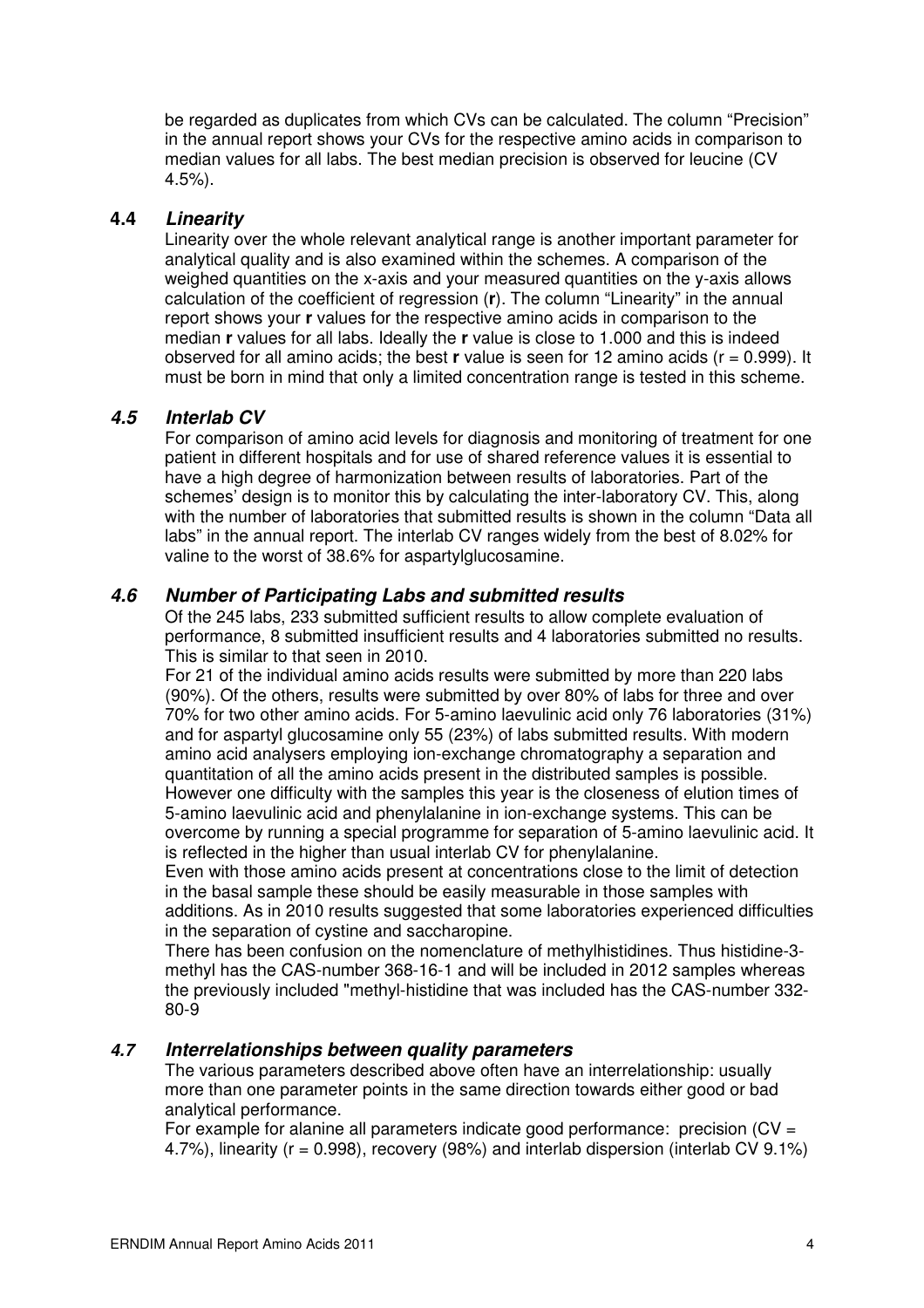be regarded as duplicates from which CVs can be calculated. The column "Precision" in the annual report shows your CVs for the respective amino acids in comparison to median values for all labs. The best median precision is observed for leucine (CV 4.5%).

### 4.4 *Linearity*

Linearity over the whole relevant analytical range is another important parameter for analytical quality and is also examined within the schemes. A comparison of the weighed quantities on the x-axis and your measured quantities on the y-axis allows calculation of the coefficient of regression (**r**). The column "Linearity" in the annual report shows your **r** values for the respective amino acids in comparison to the median **r** values for all labs. Ideally the **r** value is close to 1.000 and this is indeed observed for all amino acids; the best **r** value is seen for 12 amino acids ($r = 0.999$). It must be born in mind that only a limited concentration range is tested in this scheme.

### *4.5 Interlab CV*

For comparison of amino acid levels for diagnosis and monitoring of treatment for one patient in different hospitals and for use of shared reference values it is essential to have a high degree of harmonization between results of laboratories. Part of the schemes' design is to monitor this by calculating the inter-laboratory CV. This, along with the number of laboratories that submitted results is shown in the column "Data all labs" in the annual report. The interlab CV ranges widely from the best of 8.02% for valine to the worst of 38.6% for aspartylglucosamine.

### *4.6 Number of Participating Labs and submitted results*

Of the 245 labs, 233 submitted sufficient results to allow complete evaluation of performance, 8 submitted insufficient results and 4 laboratories submitted no results. This is similar to that seen in 2010.

For 21 of the individual amino acids results were submitted by more than 220 labs (90%). Of the others, results were submitted by over 80% of labs for three and over 70% for two other amino acids. For 5-amino laevulinic acid only 76 laboratories (31%) and for aspartyl glucosamine only 55 (23%) of labs submitted results. With modern amino acid analysers employing ion-exchange chromatography a separation and quantitation of all the amino acids present in the distributed samples is possible. However one difficulty with the samples this year is the closeness of elution times of 5-amino laevulinic acid and phenylalanine in ion-exchange systems. This can be overcome by running a special programme for separation of 5-amino laevulinic acid. It is reflected in the higher than usual interlab CV for phenylalanine.

Even with those amino acids present at concentrations close to the limit of detection in the basal sample these should be easily measurable in those samples with additions. As in 2010 results suggested that some laboratories experienced difficulties in the separation of cystine and saccharopine.

There has been confusion on the nomenclature of methylhistidines. Thus histidine-3-methyl has the CAS-number 368-16-1 and will be included in 2012 samples whereas the previously included "methyl-histidine that was included has the CAS-number 332-80-9

### *4.7 Interrelationships between quality parameters*

The various parameters described above often have an interrelationship: usually more than one parameter points in the same direction towards either good or bad analytical performance.

For example for alanine all parameters indicate good performance: precision (CV = 4.7%), linearity ($r = 0.998$), recovery (98%) and interlab dispersion (interlab CV 9.1%)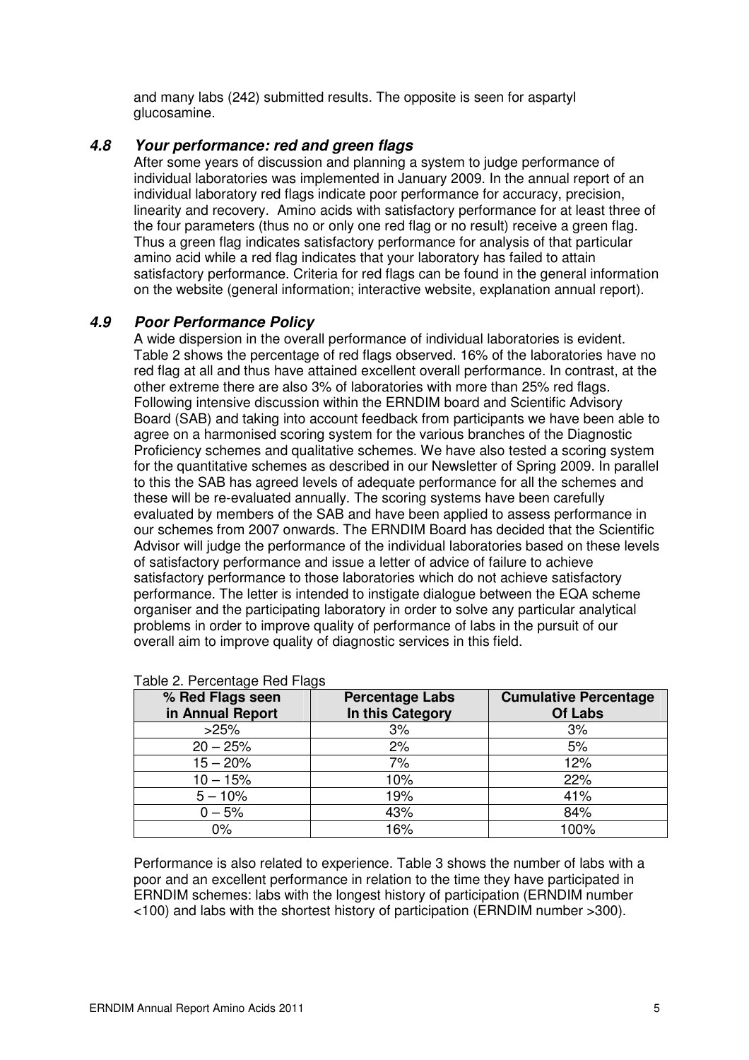and many labs (242) submitted results. The opposite is seen for aspartyl glucosamine.

### *4.8 Your performance: red and green flags*

After some years of discussion and planning a system to judge performance of individual laboratories was implemented in January 2009. In the annual report of an individual laboratory red flags indicate poor performance for accuracy, precision, linearity and recovery. Amino acids with satisfactory performance for at least three of the four parameters (thus no or only one red flag or no result) receive a green flag. Thus a green flag indicates satisfactory performance for analysis of that particular amino acid while a red flag indicates that your laboratory has failed to attain satisfactory performance. Criteria for red flags can be found in the general information on the website (general information; interactive website, explanation annual report).

### *4.9 Poor Performance Policy*

A wide dispersion in the overall performance of individual laboratories is evident. Table 2 shows the percentage of red flags observed. 16% of the laboratories have no red flag at all and thus have attained excellent overall performance. In contrast, at the other extreme there are also 3% of laboratories with more than 25% red flags. Following intensive discussion within the ERNDIM board and Scientific Advisory Board (SAB) and taking into account feedback from participants we have been able to agree on a harmonised scoring system for the various branches of the Diagnostic Proficiency schemes and qualitative schemes. We have also tested a scoring system for the quantitative schemes as described in our Newsletter of Spring 2009. In parallel to this the SAB has agreed levels of adequate performance for all the schemes and these will be re-evaluated annually. The scoring systems have been carefully evaluated by members of the SAB and have been applied to assess performance in our schemes from 2007 onwards. The ERNDIM Board has decided that the Scientific Advisor will judge the performance of the individual laboratories based on these levels of satisfactory performance and issue a letter of advice of failure to achieve satisfactory performance to those laboratories which do not achieve satisfactory performance. The letter is intended to instigate dialogue between the EQA scheme organiser and the participating laboratory in order to solve any particular analytical problems in order to improve quality of performance of labs in the pursuit of our overall aim to improve quality of diagnostic services in this field.

Table 2. Percentage Red Flags

| % Red Flags seen in Annual Report | Percentage Labs In this Category | Cumulative Percentage Of Labs |
|---|---|---|
| >25% | 3% | 3% |
| 20 – 25% | 2% | 5% |
| 15 – 20% | 7% | 12% |
| 10 – 15% | 10% | 22% |
| 5 – 10% | 19% | 41% |
| 0 – 5% | 43% | 84% |
| 0% | 16% | 100% |

Performance is also related to experience. Table 3 shows the number of labs with a poor and an excellent performance in relation to the time they have participated in ERNDIM schemes: labs with the longest history of participation (ERNDIM number <100) and labs with the shortest history of participation (ERNDIM number >300).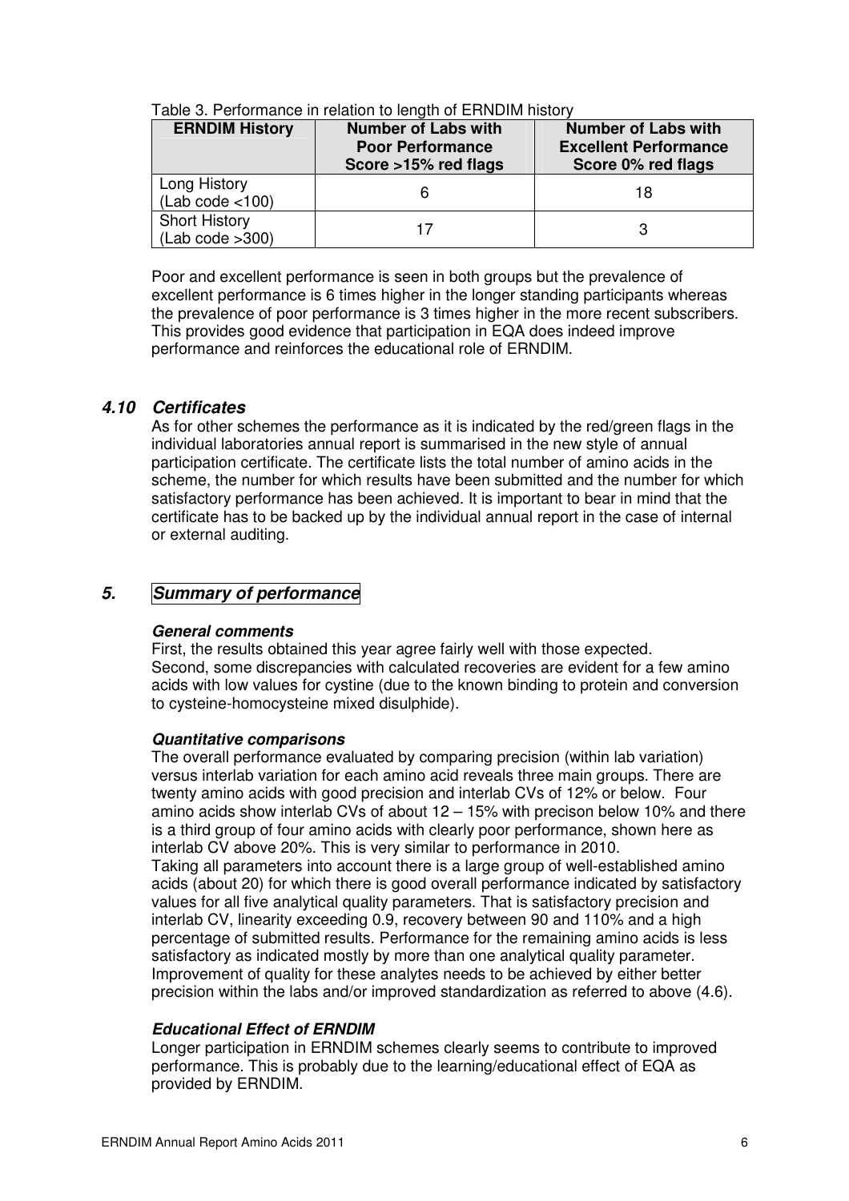Table 3. Performance in relation to length of ERNDIM history

| ERNDIM History | Number of Labs with Poor Performance Score >15% red flags | Number of Labs with Excellent Performance Score 0% red flags |
|---|---|---|
| Long History (Lab code <100) | 6 | 18 |
| Short History (Lab code >300) | 17 | 3 |

Poor and excellent performance is seen in both groups but the prevalence of excellent performance is 6 times higher in the longer standing participants whereas the prevalence of poor performance is 3 times higher in the more recent subscribers. This provides good evidence that participation in EQA does indeed improve performance and reinforces the educational role of ERNDIM.

### *4.10 Certificates*

As for other schemes the performance as it is indicated by the red/green flags in the individual laboratories annual report is summarised in the new style of annual participation certificate. The certificate lists the total number of amino acids in the scheme, the number for which results have been submitted and the number for which satisfactory performance has been achieved. It is important to bear in mind that the certificate has to be backed up by the individual annual report in the case of internal or external auditing.

## *5. Summary of performance*

#### *General comments*

First, the results obtained this year agree fairly well with those expected.
Second, some discrepancies with calculated recoveries are evident for a few amino acids with low values for cystine (due to the known binding to protein and conversion to cysteine-homocysteine mixed disulphide).

#### *Quantitative comparisons*

The overall performance evaluated by comparing precision (within lab variation) versus interlab variation for each amino acid reveals three main groups. There are twenty amino acids with good precision and interlab CVs of 12% or below. Four amino acids show interlab CVs of about 12 – 15% with precison below 10% and there is a third group of four amino acids with clearly poor performance, shown here as interlab CV above 20%. This is very similar to performance in 2010.
Taking all parameters into account there is a large group of well-established amino acids (about 20) for which there is good overall performance indicated by satisfactory values for all five analytical quality parameters. That is satisfactory precision and interlab CV, linearity exceeding 0.9, recovery between 90 and 110% and a high percentage of submitted results. Performance for the remaining amino acids is less satisfactory as indicated mostly by more than one analytical quality parameter. Improvement of quality for these analytes needs to be achieved by either better precision within the labs and/or improved standardization as referred to above (4.6).

#### *Educational Effect of ERNDIM*

Longer participation in ERNDIM schemes clearly seems to contribute to improved performance. This is probably due to the learning/educational effect of EQA as provided by ERNDIM.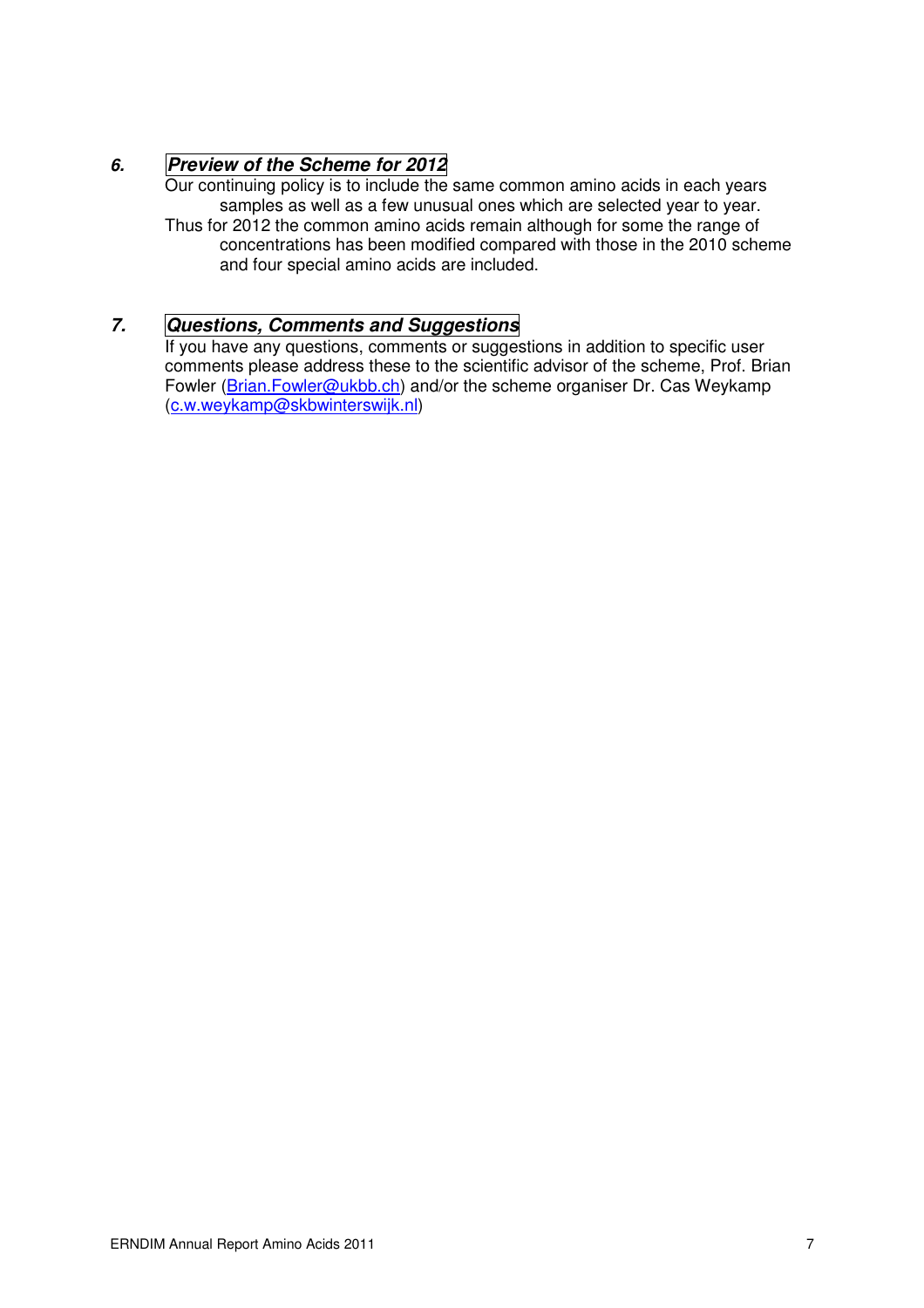## 6. *Preview of the Scheme for 2012*

Our continuing policy is to include the same common amino acids in each years samples as well as a few unusual ones which are selected year to year.

Thus for 2012 the common amino acids remain although for some the range of concentrations has been modified compared with those in the 2010 scheme and four special amino acids are included.

## 7. *Questions, Comments and Suggestions*

If you have any questions, comments or suggestions in addition to specific user comments please address these to the scientific advisor of the scheme, Prof. Brian Fowler (Brian.Fowler@ukbb.ch) and/or the scheme organiser Dr. Cas Weykamp (c.w.weykamp@skbwinterswijk.nl)